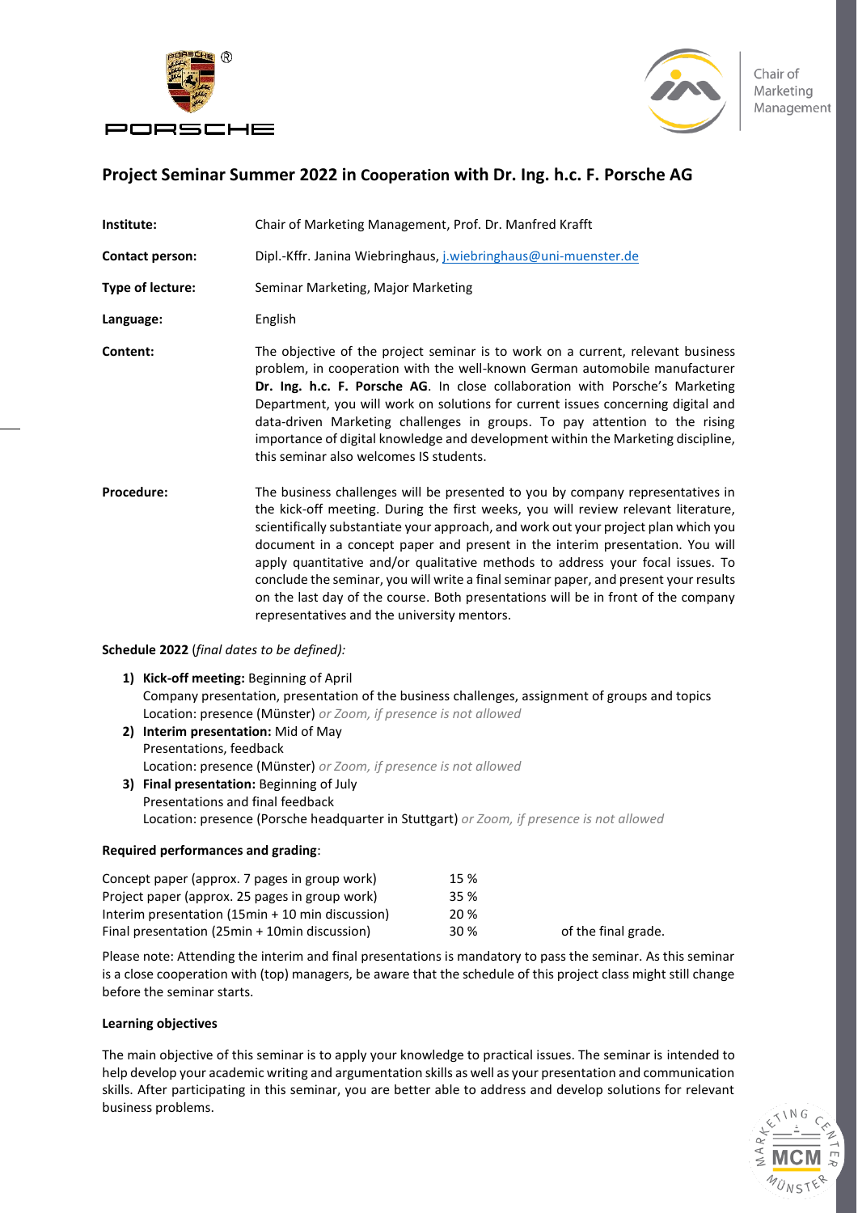# Project Seminar Summer 2022 in Cooperation with Dr. Ing. h.c. F. Porsche AG

| | |
|---|---|
| **Institute:** | Chair of Marketing Management, Prof. Dr. Manfred Krafft |
| **Contact person:** | Dipl.-Kffr. Janina Wiebringhaus, j.wiebringhaus@uni-muenster.de |
| **Type of lecture:** | Seminar Marketing, Major Marketing |
| **Language:** | English |
| **Content:** | The objective of the project seminar is to work on a current, relevant business problem, in cooperation with the well-known German automobile manufacturer **Dr. Ing. h.c. F. Porsche AG**. In close collaboration with Porsche's Marketing Department, you will work on solutions for current issues concerning digital and data-driven Marketing challenges in groups. To pay attention to the rising importance of digital knowledge and development within the Marketing discipline, this seminar also welcomes IS students. |
| **Procedure:** | The business challenges will be presented to you by company representatives in the kick-off meeting. During the first weeks, you will review relevant literature, scientifically substantiate your approach, and work out your project plan which you document in a concept paper and present in the interim presentation. You will apply quantitative and/or qualitative methods to address your focal issues. To conclude the seminar, you will write a final seminar paper, and present your results on the last day of the course. Both presentations will be in front of the company representatives and the university mentors. |

**Schedule 2022** (*final dates to be defined):*

1) **Kick-off meeting:** Beginning of April
   Company presentation, presentation of the business challenges, assignment of groups and topics
   Location: presence (Münster) *or Zoom, if presence is not allowed*
2) **Interim presentation:** Mid of May
   Presentations, feedback
   Location: presence (Münster) *or Zoom, if presence is not allowed*
3) **Final presentation:** Beginning of July
   Presentations and final feedback
   Location: presence (Porsche headquarter in Stuttgart) *or Zoom, if presence is not allowed*

**Required performances and grading**:

| | | |
|---|---|---|
| Concept paper (approx. 7 pages in group work) | 15 % | |
| Project paper (approx. 25 pages in group work) | 35 % | |
| Interim presentation (15min + 10 min discussion) | 20 % | |
| Final presentation (25min + 10min discussion) | 30 % | of the final grade. |

Please note: Attending the interim and final presentations is mandatory to pass the seminar. As this seminar is a close cooperation with (top) managers, be aware that the schedule of this project class might still change before the seminar starts.

**Learning objectives**

The main objective of this seminar is to apply your knowledge to practical issues. The seminar is intended to help develop your academic writing and argumentation skills as well as your presentation and communication skills. After participating in this seminar, you are better able to address and develop solutions for relevant business problems.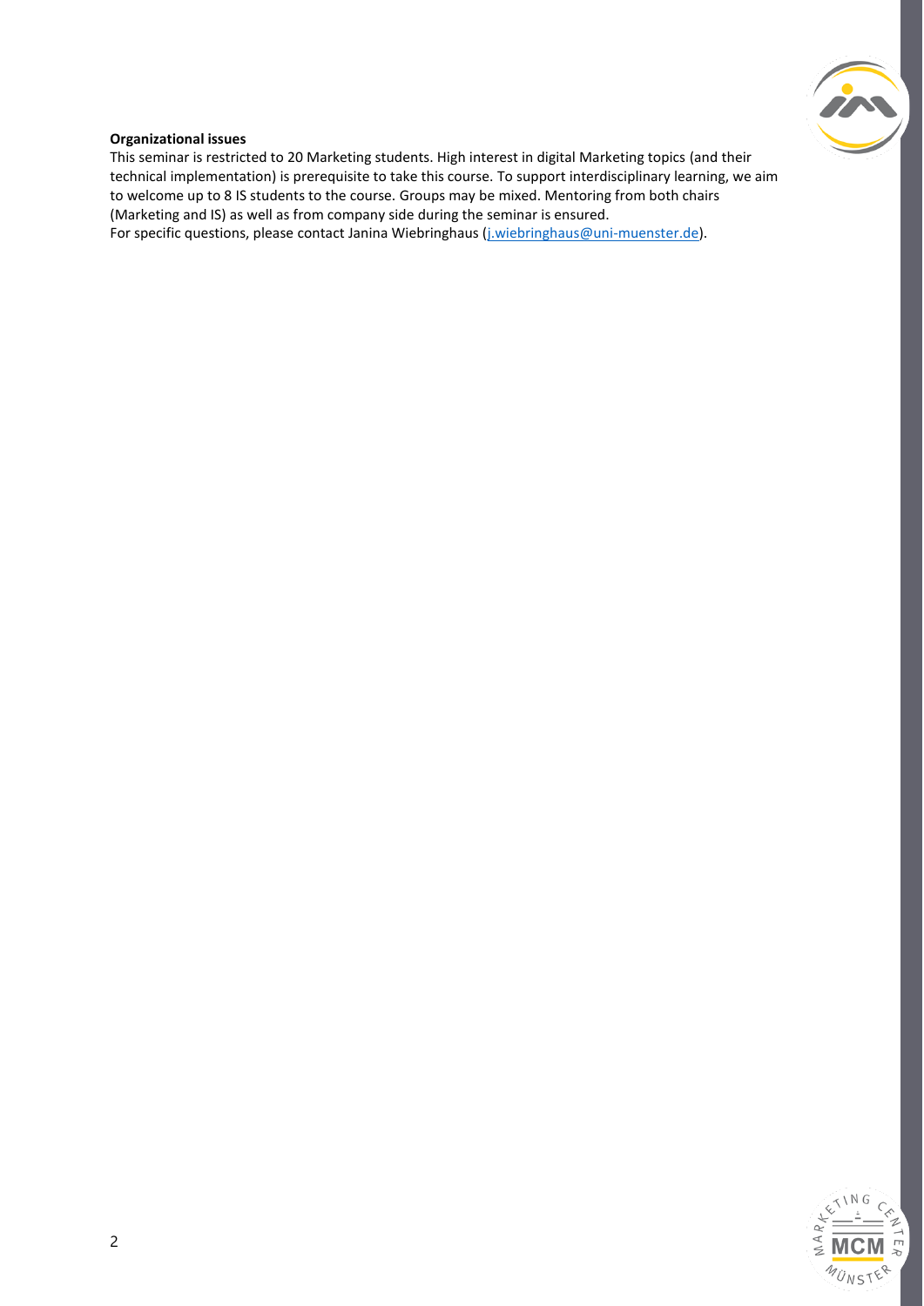**Organizational issues**

This seminar is restricted to 20 Marketing students. High interest in digital Marketing topics (and their technical implementation) is prerequisite to take this course. To support interdisciplinary learning, we aim to welcome up to 8 IS students to the course. Groups may be mixed. Mentoring from both chairs (Marketing and IS) as well as from company side during the seminar is ensured.

For specific questions, please contact Janina Wiebringhaus (j.wiebringhaus@uni-muenster.de).